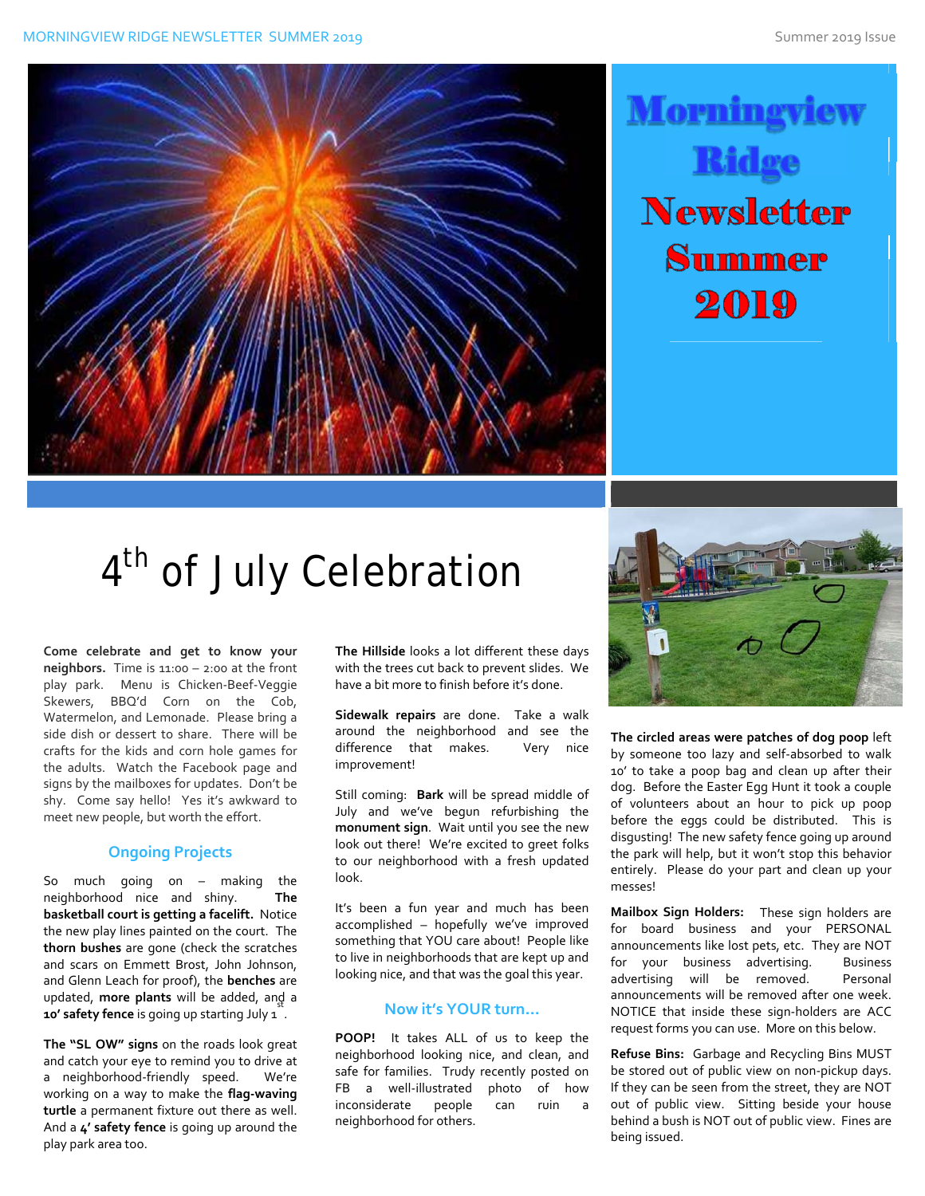# Morningview Ridge Newsletter Summer 2019

## 4th of July Celebration

**Come celebrate and get to know your neighbors.** Time is 11:00 – 2:00 at the front play park. Menu is Chicken-Beef-Veggie Skewers, BBQ'd Corn on the Cob, Watermelon, and Lemonade. Please bring a side dish or dessert to share. There will be crafts for the kids and corn hole games for the adults. Watch the Facebook page and signs by the mailboxes for updates. Don't be shy. Come say hello! Yes it's awkward to meet new people, but worth the effort.

### Ongoing Projects

So much going on – making the neighborhood nice and shiny. **The basketball court is getting a facelift.** Notice the new play lines painted on the court. The **thorn bushes** are gone (check the scratches and scars on Emmett Brost, John Johnson, and Glenn Leach for proof), the **benches** are updated, **more plants** will be added, and a **10' safety fence** is going up starting July 1st.

**The "SL OW" signs** on the roads look great and catch your eye to remind you to drive at a neighborhood-friendly speed. We're working on a way to make the **flag-waving turtle** a permanent fixture out there as well. And a **4' safety fence** is going up around the play park area too.

**The Hillside** looks a lot different these days with the trees cut back to prevent slides. We have a bit more to finish before it's done.

**Sidewalk repairs** are done. Take a walk around the neighborhood and see the difference that makes. Very nice improvement!

Still coming: **Bark** will be spread middle of July and we've begun refurbishing the **monument sign**. Wait until you see the new look out there! We're excited to greet folks to our neighborhood with a fresh updated look.

It's been a fun year and much has been accomplished – hopefully we've improved something that YOU care about! People like to live in neighborhoods that are kept up and looking nice, and that was the goal this year.

### Now it's YOUR turn…

**POOP!** It takes ALL of us to keep the neighborhood looking nice, and clean, and safe for families. Trudy recently posted on FB a well-illustrated photo of how inconsiderate people can ruin a neighborhood for others.

**The circled areas were patches of dog poop** left by someone too lazy and self-absorbed to walk 10' to take a poop bag and clean up after their dog. Before the Easter Egg Hunt it took a couple of volunteers about an hour to pick up poop before the eggs could be distributed. This is disgusting! The new safety fence going up around the park will help, but it won't stop this behavior entirely. Please do your part and clean up your messes!

**Mailbox Sign Holders:** These sign holders are for board business and your PERSONAL announcements like lost pets, etc. They are NOT for your business advertising. Business advertising will be removed. Personal announcements will be removed after one week. NOTICE that inside these sign-holders are ACC request forms you can use. More on this below.

**Refuse Bins:** Garbage and Recycling Bins MUST be stored out of public view on non-pickup days. If they can be seen from the street, they are NOT out of public view. Sitting beside your house behind a bush is NOT out of public view. Fines are being issued.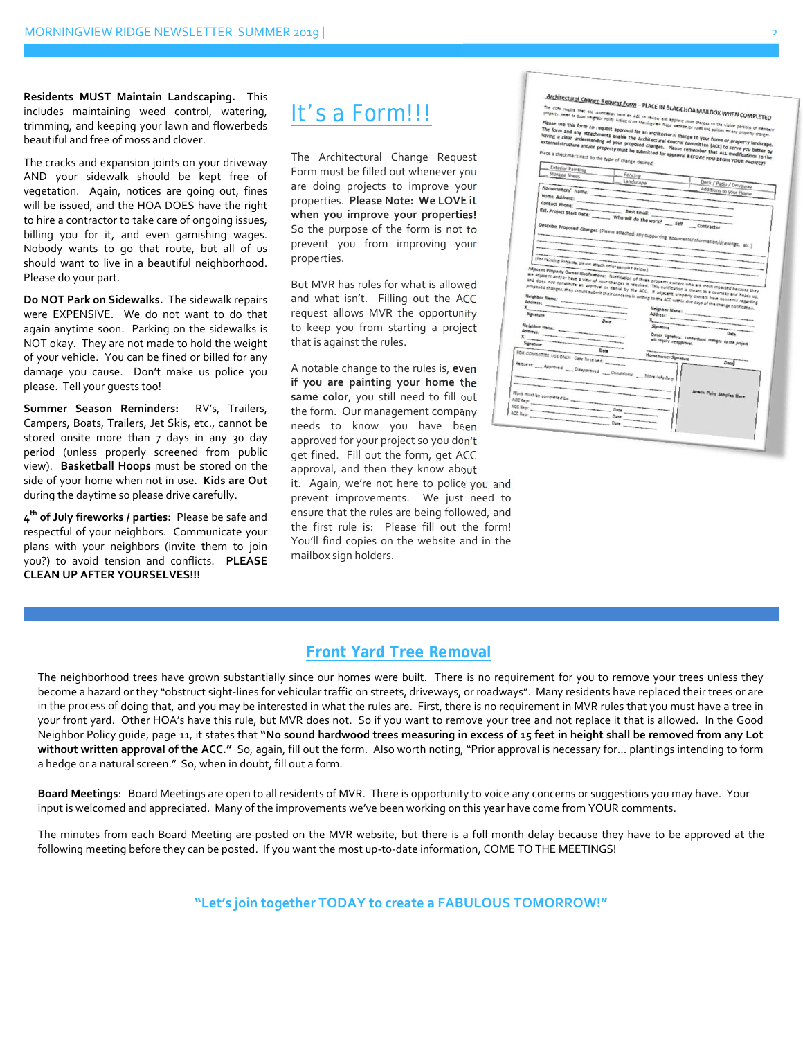**Residents MUST Maintain Landscaping.** This includes maintaining weed control, watering, trimming, and keeping your lawn and flowerbeds beautiful and free of moss and clover.

The cracks and expansion joints on your driveway AND your sidewalk should be kept free of vegetation. Again, notices are going out, fines will be issued, and the HOA DOES have the right to hire a contractor to take care of ongoing issues, billing you for it, and even garnishing wages. Nobody wants to go that route, but all of us should want to live in a beautiful neighborhood. Please do your part.

**Do NOT Park on Sidewalks.** The sidewalk repairs were EXPENSIVE. We do not want to do that again anytime soon. Parking on the sidewalks is NOT okay. They are not made to hold the weight of your vehicle. You can be fined or billed for any damage you cause. Don't make us police you please. Tell your guests too!

**Summer Season Reminders:** RV's, Trailers, Campers, Boats, Trailers, Jet Skis, etc., cannot be stored onsite more than 7 days in any 30 day period (unless properly screened from public view). **Basketball Hoops** must be stored on the side of your home when not in use. **Kids are Out** during the daytime so please drive carefully.

**4th of July fireworks / parties:** Please be safe and respectful of your neighbors. Communicate your plans with your neighbors (invite them to join you?) to avoid tension and conflicts. **PLEASE CLEAN UP AFTER YOURSELVES!!!**

## It's a Form!!!

The Architectural Change Request Form must be filled out whenever you are doing projects to improve your properties. **Please Note: We LOVE it when you improve your properties!** So the purpose of the form is not to prevent you from improving your properties.

But MVR has rules for what is allowed and what isn't. Filling out the ACC request allows MVR the opportunity to keep you from starting a project that is against the rules.

A notable change to the rules is, **even if you are painting your home the same color**, you still need to fill out the form. Our management company needs to know you have been approved for your project so you don't get fined. Fill out the form, get ACC approval, and then they know about it. Again, we're not here to police you and prevent improvements. We just need to ensure that the rules are being followed, and the first rule is: Please fill out the form! You'll find copies on the website and in the mailbox sign holders.

## Front Yard Tree Removal

The neighborhood trees have grown substantially since our homes were built. There is no requirement for you to remove your trees unless they become a hazard or they "obstruct sight-lines for vehicular traffic on streets, driveways, or roadways". Many residents have replaced their trees or are in the process of doing that, and you may be interested in what the rules are. First, there is no requirement in MVR rules that you must have a tree in your front yard. Other HOA's have this rule, but MVR does not. So if you want to remove your tree and not replace it that is allowed. In the Good Neighbor Policy guide, page 11, it states that **"No sound hardwood trees measuring in excess of 15 feet in height shall be removed from any Lot without written approval of the ACC."** So, again, fill out the form. Also worth noting, "Prior approval is necessary for… plantings intending to form a hedge or a natural screen." So, when in doubt, fill out a form.

**Board Meetings**: Board Meetings are open to all residents of MVR. There is opportunity to voice any concerns or suggestions you may have. Your input is welcomed and appreciated. Many of the improvements we've been working on this year have come from YOUR comments.

The minutes from each Board Meeting are posted on the MVR website, but there is a full month delay because they have to be approved at the following meeting before they can be posted. If you want the most up-to-date information, COME TO THE MEETINGS!

**"Let's join together TODAY to create a FABULOUS TOMORROW!"**